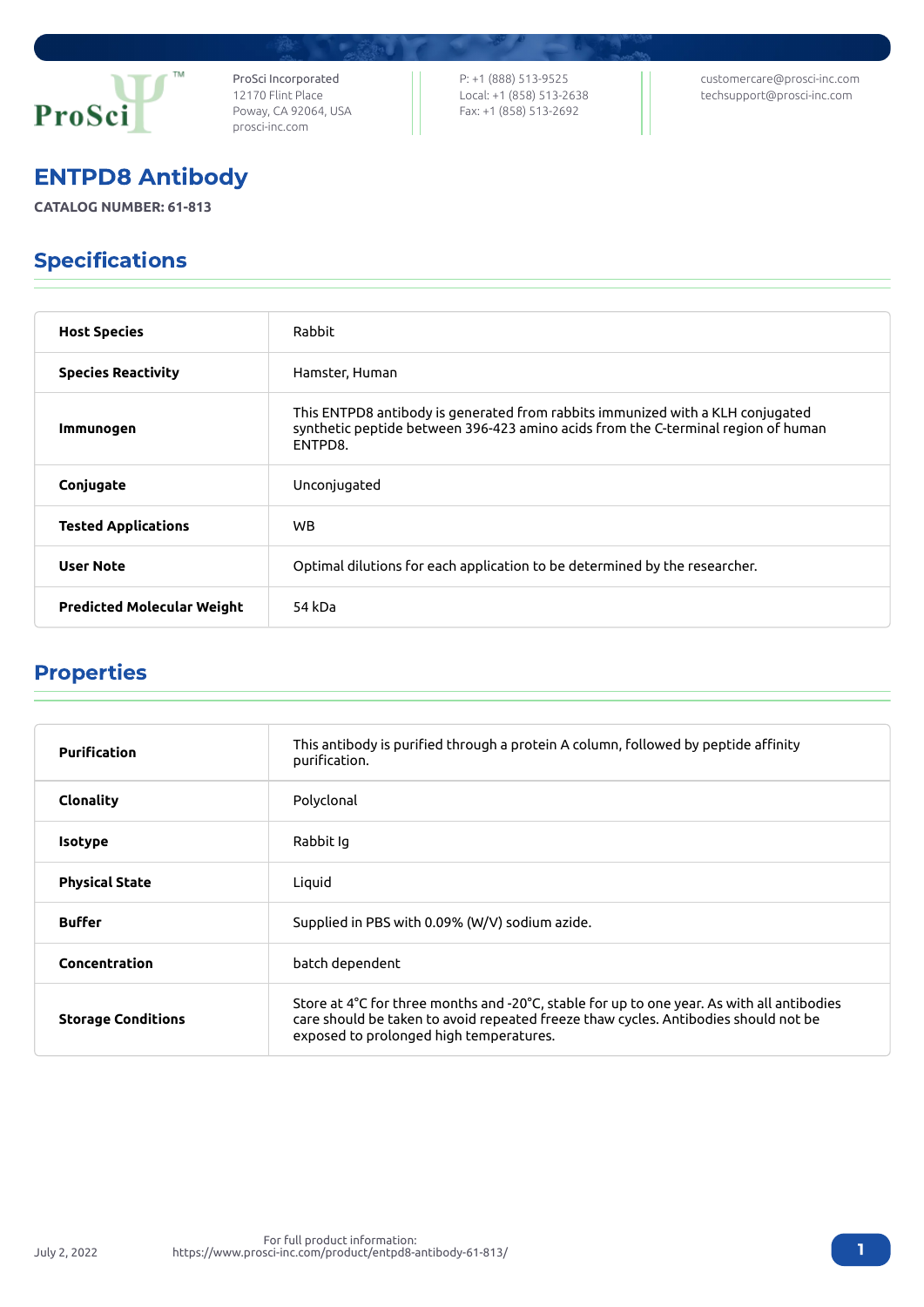ProSci Incorporated
12170 Flint Place
Poway, CA 92064, USA
prosci-inc.com

P: +1 (888) 513-9525
Local: +1 (858) 513-2638
Fax: +1 (858) 513-2692

customercare@prosci-inc.com
techsupport@prosci-inc.com

# ENTPD8 Antibody

**CATALOG NUMBER: 61-813**

## Specifications

| | |
|---|---|
| **Host Species** | Rabbit |
| **Species Reactivity** | Hamster, Human |
| **Immunogen** | This ENTPD8 antibody is generated from rabbits immunized with a KLH conjugated synthetic peptide between 396-423 amino acids from the C-terminal region of human ENTPD8. |
| **Conjugate** | Unconjugated |
| **Tested Applications** | WB |
| **User Note** | Optimal dilutions for each application to be determined by the researcher. |
| **Predicted Molecular Weight** | 54 kDa |

## Properties

| | |
|---|---|
| **Purification** | This antibody is purified through a protein A column, followed by peptide affinity purification. |
| **Clonality** | Polyclonal |
| **Isotype** | Rabbit Ig |
| **Physical State** | Liquid |
| **Buffer** | Supplied in PBS with 0.09% (W/V) sodium azide. |
| **Concentration** | batch dependent |
| **Storage Conditions** | Store at 4˚C for three months and -20˚C, stable for up to one year. As with all antibodies care should be taken to avoid repeated freeze thaw cycles. Antibodies should not be exposed to prolonged high temperatures. |

July 2, 2022

For full product information:
https://www.prosci-inc.com/product/entpd8-antibody-61-813/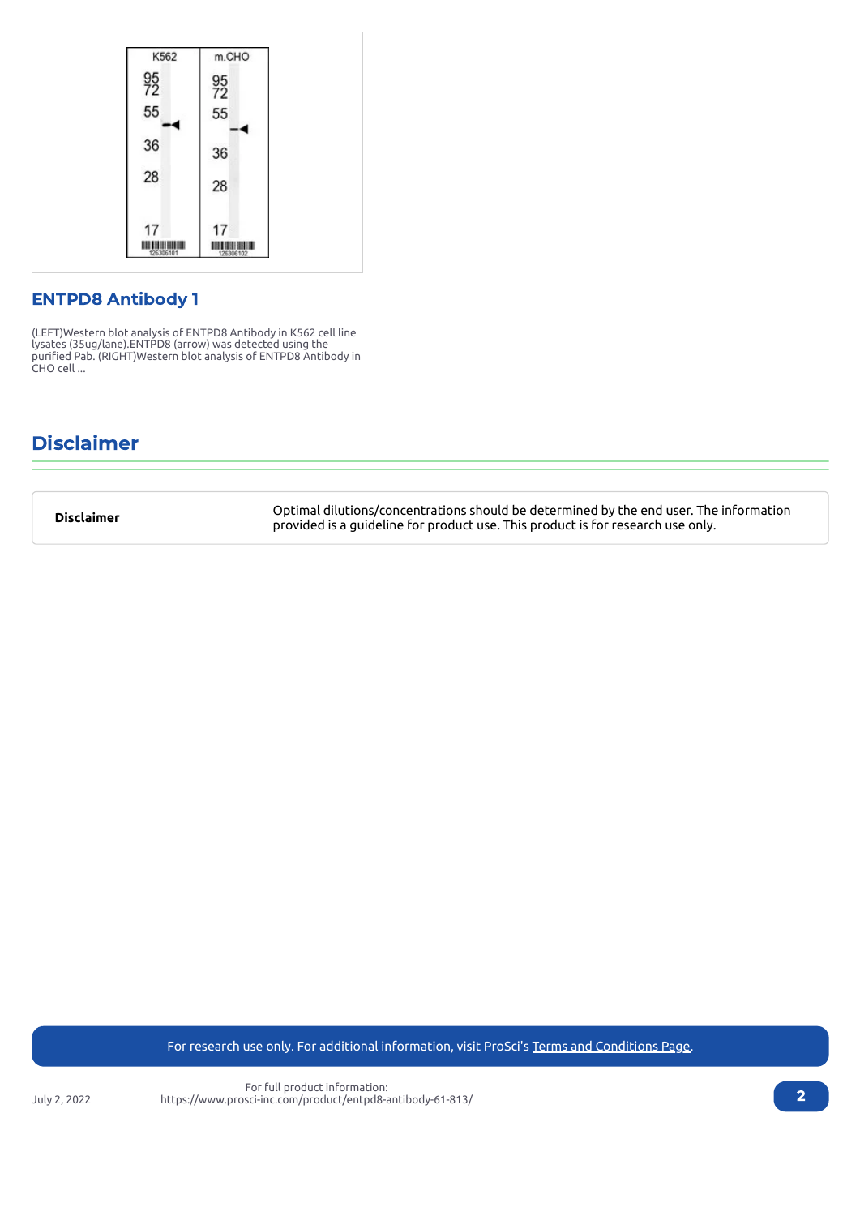K562

95
72
55
36
28
17

m.CHO

95
72
55
36
28
17

## ENTPD8 Antibody 1

(LEFT)Western blot analysis of ENTPD8 Antibody in K562 cell line lysates (35ug/lane).ENTPD8 (arrow) was detected using the purified Pab. (RIGHT)Western blot analysis of ENTPD8 Antibody in CHO cell ...

## Disclaimer

| | |
|---|---|
| **Disclaimer** | Optimal dilutions/concentrations should be determined by the end user. The information provided is a guideline for product use. This product is for research use only. |

For research use only. For additional information, visit ProSci's Terms and Conditions Page.

July 2, 2022

For full product information:
https://www.prosci-inc.com/product/entpd8-antibody-61-813/